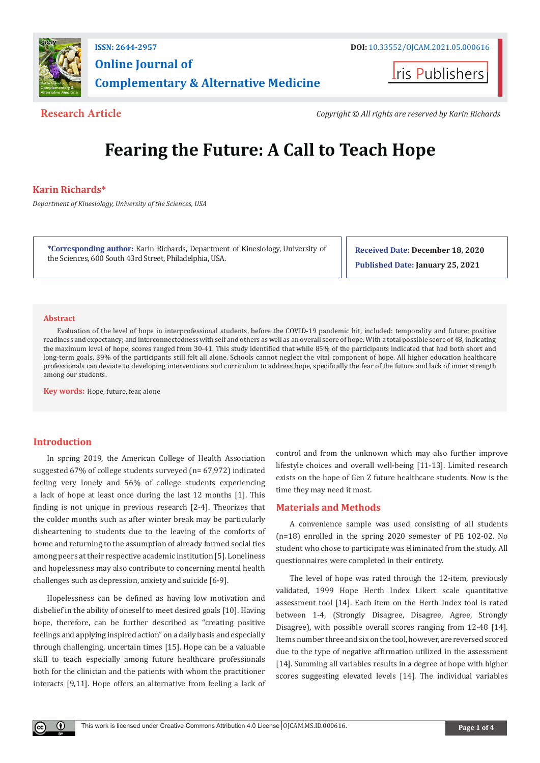ISSN: 2644-2957

DOI: 10.33552/OJCAM.2021.05.000616

# Online Journal of Complementary & Alternative Medicine

Iris Publishers

**Research Article**

*Copyright © All rights are reserved by Karin Richards*

# Fearing the Future: A Call to Teach Hope

**Karin Richards***

*Department of Kinesiology, University of the Sciences, USA*

**\*Corresponding author:** Karin Richards, Department of Kinesiology, University of the Sciences, 600 South 43rd Street, Philadelphia, USA.

**Received Date: December 18, 2020**

**Published Date: January 25, 2021**

## Abstract

Evaluation of the level of hope in interprofessional students, before the COVID-19 pandemic hit, included: temporality and future; positive readiness and expectancy; and interconnectedness with self and others as well as an overall score of hope. With a total possible score of 48, indicating the maximum level of hope, scores ranged from 30-41. This study identified that while 85% of the participants indicated that had both short and long-term goals, 39% of the participants still felt all alone. Schools cannot neglect the vital component of hope. All higher education healthcare professionals can deviate to developing interventions and curriculum to address hope, specifically the fear of the future and lack of inner strength among our students.

**Key words:** Hope, future, fear, alone

## Introduction

In spring 2019, the American College of Health Association suggested 67% of college students surveyed (n= 67,972) indicated feeling very lonely and 56% of college students experiencing a lack of hope at least once during the last 12 months [1]. This finding is not unique in previous research [2-4]. Theorizes that the colder months such as after winter break may be particularly disheartening to students due to the leaving of the comforts of home and returning to the assumption of already formed social ties among peers at their respective academic institution [5]. Loneliness and hopelessness may also contribute to concerning mental health challenges such as depression, anxiety and suicide [6-9].

Hopelessness can be defined as having low motivation and disbelief in the ability of oneself to meet desired goals [10]. Having hope, therefore, can be further described as "creating positive feelings and applying inspired action" on a daily basis and especially through challenging, uncertain times [15]. Hope can be a valuable skill to teach especially among future healthcare professionals both for the clinician and the patients with whom the practitioner interacts [9,11]. Hope offers an alternative from feeling a lack of control and from the unknown which may also further improve lifestyle choices and overall well-being [11-13]. Limited research exists on the hope of Gen Z future healthcare students. Now is the time they may need it most.

## Materials and Methods

A convenience sample was used consisting of all students (n=18) enrolled in the spring 2020 semester of PE 102-02. No student who chose to participate was eliminated from the study. All questionnaires were completed in their entirety.

The level of hope was rated through the 12-item, previously validated, 1999 Hope Herth Index Likert scale quantitative assessment tool [14]. Each item on the Herth Index tool is rated between 1-4, (Strongly Disagree, Disagree, Agree, Strongly Disagree), with possible overall scores ranging from 12-48 [14]. Items number three and six on the tool, however, are reversed scored due to the type of negative affirmation utilized in the assessment [14]. Summing all variables results in a degree of hope with higher scores suggesting elevated levels [14]. The individual variables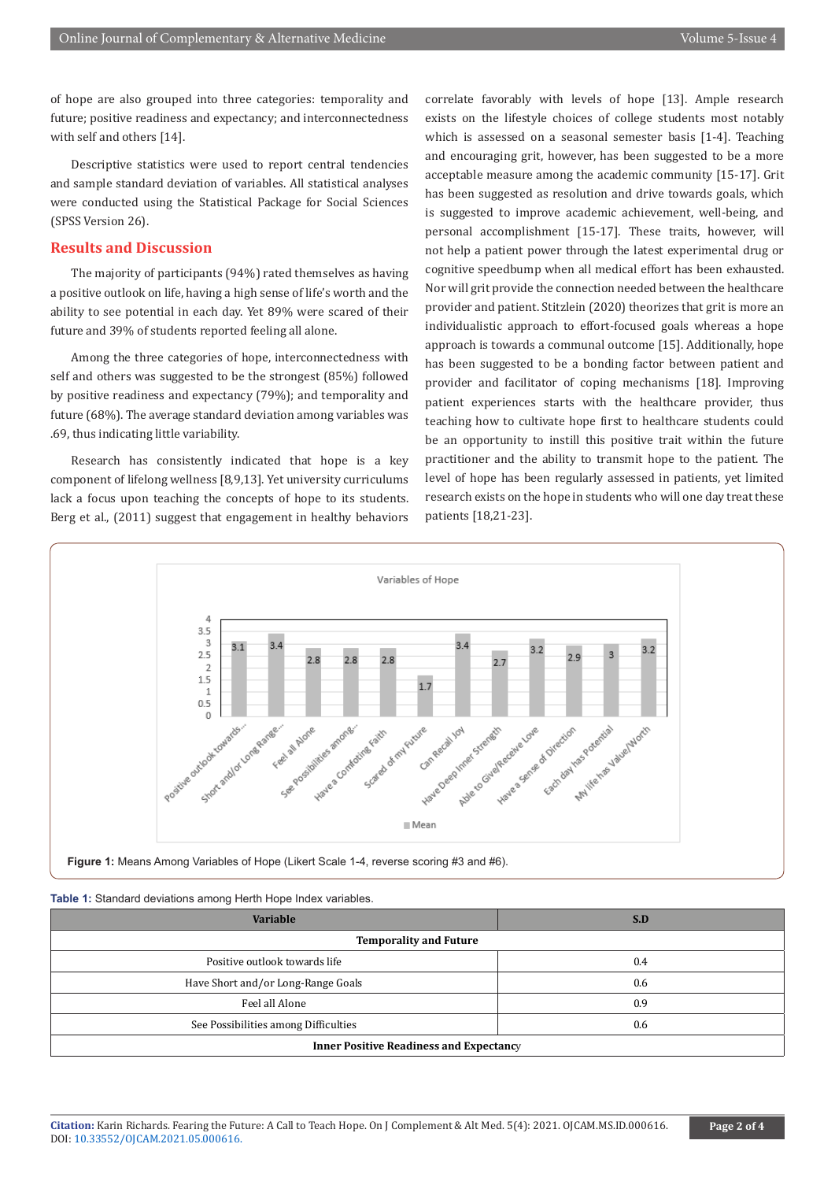of hope are also grouped into three categories: temporality and future; positive readiness and expectancy; and interconnectedness with self and others [14].

Descriptive statistics were used to report central tendencies and sample standard deviation of variables. All statistical analyses were conducted using the Statistical Package for Social Sciences (SPSS Version 26).

## Results and Discussion

The majority of participants (94%) rated themselves as having a positive outlook on life, having a high sense of life's worth and the ability to see potential in each day. Yet 89% were scared of their future and 39% of students reported feeling all alone.

Among the three categories of hope, interconnectedness with self and others was suggested to be the strongest (85%) followed by positive readiness and expectancy (79%); and temporality and future (68%). The average standard deviation among variables was .69, thus indicating little variability.

Research has consistently indicated that hope is a key component of lifelong wellness [8,9,13]. Yet university curriculums lack a focus upon teaching the concepts of hope to its students. Berg et al., (2011) suggest that engagement in healthy behaviors correlate favorably with levels of hope [13]. Ample research exists on the lifestyle choices of college students most notably which is assessed on a seasonal semester basis [1-4]. Teaching and encouraging grit, however, has been suggested to be a more acceptable measure among the academic community [15-17]. Grit has been suggested as resolution and drive towards goals, which is suggested to improve academic achievement, well-being, and personal accomplishment [15-17]. These traits, however, will not help a patient power through the latest experimental drug or cognitive speedbump when all medical effort has been exhausted. Nor will grit provide the connection needed between the healthcare provider and patient. Stitzlein (2020) theorizes that grit is more an individualistic approach to effort-focused goals whereas a hope approach is towards a communal outcome [15]. Additionally, hope has been suggested to be a bonding factor between patient and provider and facilitator of coping mechanisms [18]. Improving patient experiences starts with the healthcare provider, thus teaching how to cultivate hope first to healthcare students could be an opportunity to instill this positive trait within the future practitioner and the ability to transmit hope to the patient. The level of hope has been regularly assessed in patients, yet limited research exists on the hope in students who will one day treat these patients [18,21-23].

**Figure 1:** Means Among Variables of Hope (Likert Scale 1-4, reverse scoring #3 and #6).

**Table 1:** Standard deviations among Herth Hope Index variables.

| Variable | S.D |
|---|---|
| **Temporality and Future** | |
| Positive outlook towards life | 0.4 |
| Have Short and/or Long-Range Goals | 0.6 |
| Feel all Alone | 0.9 |
| See Possibilities among Difficulties | 0.6 |
| **Inner Positive Readiness and Expectancy** | |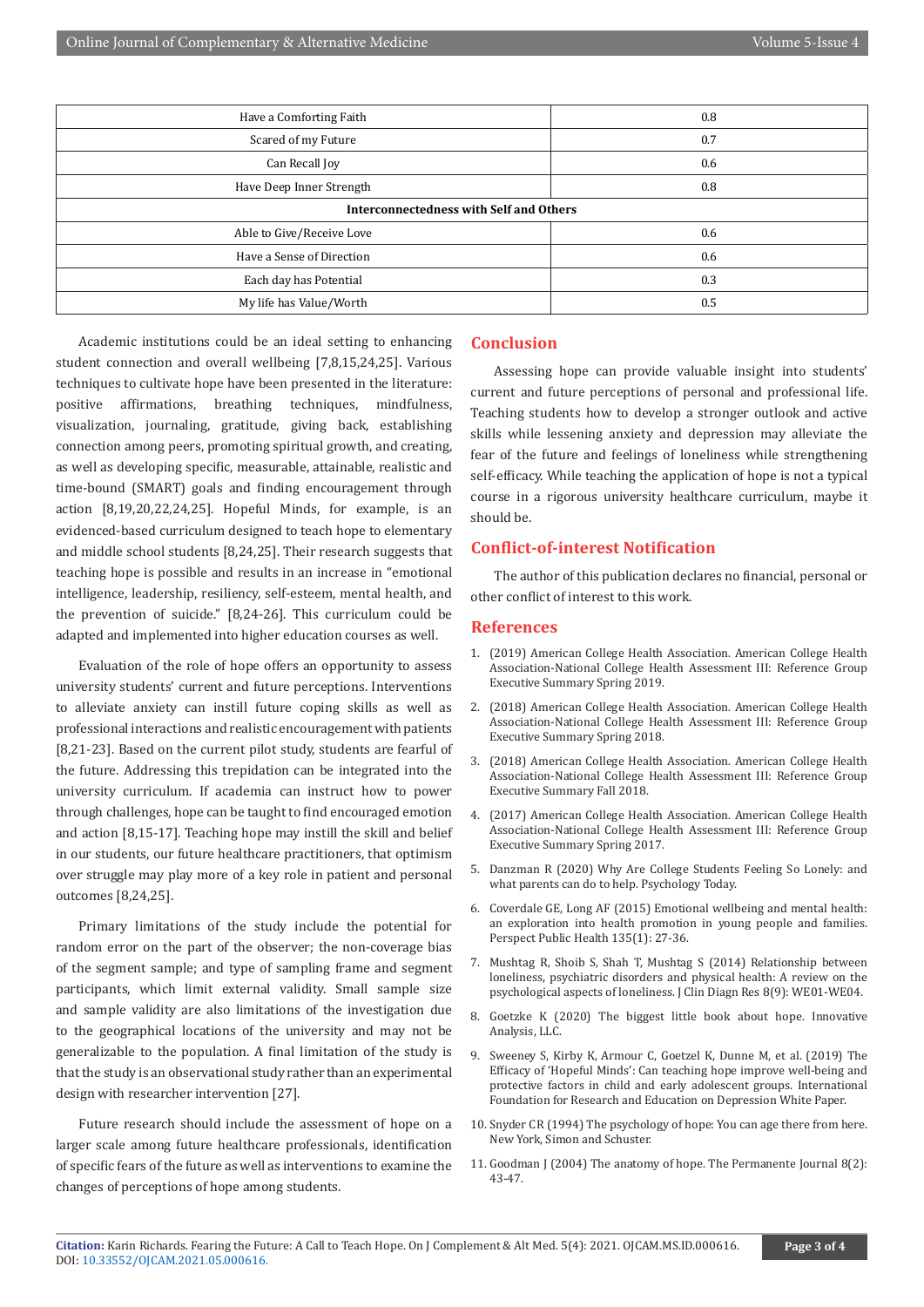| Have a Comforting Faith | 0.8 |
|---|---|
| Scared of my Future | 0.7 |
| Can Recall Joy | 0.6 |
| Have Deep Inner Strength | 0.8 |
| **Interconnectedness with Self and Others** | |
| Able to Give/Receive Love | 0.6 |
| Have a Sense of Direction | 0.6 |
| Each day has Potential | 0.3 |
| My life has Value/Worth | 0.5 |

Academic institutions could be an ideal setting to enhancing student connection and overall wellbeing [7,8,15,24,25]. Various techniques to cultivate hope have been presented in the literature: positive affirmations, breathing techniques, mindfulness, visualization, journaling, gratitude, giving back, establishing connection among peers, promoting spiritual growth, and creating, as well as developing specific, measurable, attainable, realistic and time-bound (SMART) goals and finding encouragement through action [8,19,20,22,24,25]. Hopeful Minds, for example, is an evidenced-based curriculum designed to teach hope to elementary and middle school students [8,24,25]. Their research suggests that teaching hope is possible and results in an increase in "emotional intelligence, leadership, resiliency, self-esteem, mental health, and the prevention of suicide." [8,24-26]. This curriculum could be adapted and implemented into higher education courses as well.

Evaluation of the role of hope offers an opportunity to assess university students' current and future perceptions. Interventions to alleviate anxiety can instill future coping skills as well as professional interactions and realistic encouragement with patients [8,21-23]. Based on the current pilot study, students are fearful of the future. Addressing this trepidation can be integrated into the university curriculum. If academia can instruct how to power through challenges, hope can be taught to find encouraged emotion and action [8,15-17]. Teaching hope may instill the skill and belief in our students, our future healthcare practitioners, that optimism over struggle may play more of a key role in patient and personal outcomes [8,24,25].

Primary limitations of the study include the potential for random error on the part of the observer; the non-coverage bias of the segment sample; and type of sampling frame and segment participants, which limit external validity. Small sample size and sample validity are also limitations of the investigation due to the geographical locations of the university and may not be generalizable to the population. A final limitation of the study is that the study is an observational study rather than an experimental design with researcher intervention [27].

Future research should include the assessment of hope on a larger scale among future healthcare professionals, identification of specific fears of the future as well as interventions to examine the changes of perceptions of hope among students.

## Conclusion

Assessing hope can provide valuable insight into students' current and future perceptions of personal and professional life. Teaching students how to develop a stronger outlook and active skills while lessening anxiety and depression may alleviate the fear of the future and feelings of loneliness while strengthening self-efficacy. While teaching the application of hope is not a typical course in a rigorous university healthcare curriculum, maybe it should be.

## Conflict-of-interest Notification

The author of this publication declares no financial, personal or other conflict of interest to this work.

## References

1. (2019) American College Health Association. American College Health Association-National College Health Assessment III: Reference Group Executive Summary Spring 2019.
2. (2018) American College Health Association. American College Health Association-National College Health Assessment III: Reference Group Executive Summary Spring 2018.
3. (2018) American College Health Association. American College Health Association-National College Health Assessment III: Reference Group Executive Summary Fall 2018.
4. (2017) American College Health Association. American College Health Association-National College Health Assessment III: Reference Group Executive Summary Spring 2017.
5. Danzman R (2020) Why Are College Students Feeling So Lonely: and what parents can do to help. Psychology Today.
6. Coverdale GE, Long AF (2015) Emotional wellbeing and mental health: an exploration into health promotion in young people and families. Perspect Public Health 135(1): 27-36.
7. Mushtag R, Shoib S, Shah T, Mushtag S (2014) Relationship between loneliness, psychiatric disorders and physical health: A review on the psychological aspects of loneliness. J Clin Diagn Res 8(9): WE01-WE04.
8. Goetzke K (2020) The biggest little book about hope. Innovative Analysis, LLC.
9. Sweeney S, Kirby K, Armour C, Goetzel K, Dunne M, et al. (2019) The Efficacy of 'Hopeful Minds': Can teaching hope improve well-being and protective factors in child and early adolescent groups. International Foundation for Research and Education on Depression White Paper.
10. Snyder CR (1994) The psychology of hope: You can age there from here. New York, Simon and Schuster.
11. Goodman J (2004) The anatomy of hope. The Permanente Journal 8(2): 43-47.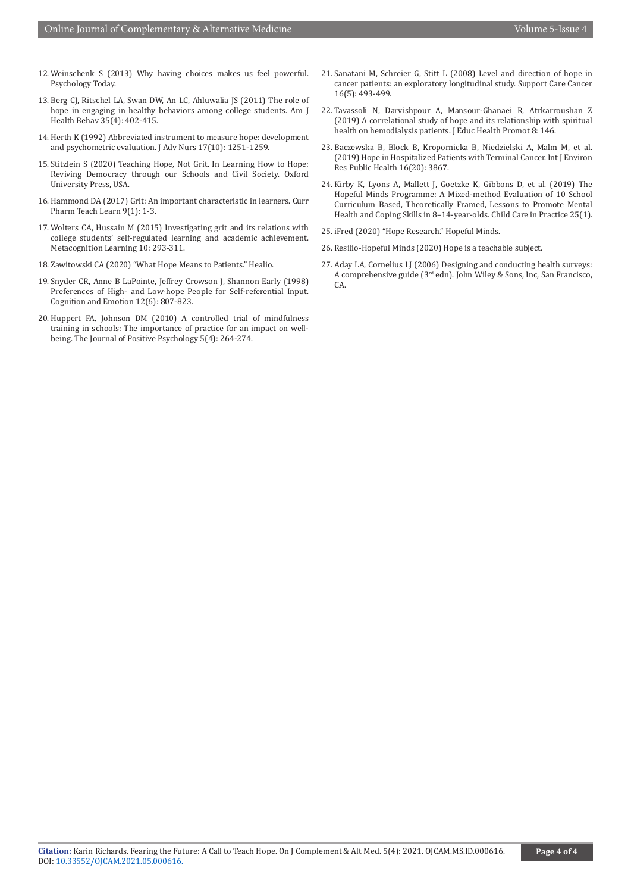12. Weinschenk S (2013) Why having choices makes us feel powerful. Psychology Today.
13. Berg CJ, Ritschel LA, Swan DW, An LC, Ahluwalia JS (2011) The role of hope in engaging in healthy behaviors among college students. Am J Health Behav 35(4): 402-415.
14. Herth K (1992) Abbreviated instrument to measure hope: development and psychometric evaluation. J Adv Nurs 17(10): 1251-1259.
15. Stitzlein S (2020) Teaching Hope, Not Grit. In Learning How to Hope: Reviving Democracy through our Schools and Civil Society. Oxford University Press, USA.
16. Hammond DA (2017) Grit: An important characteristic in learners. Curr Pharm Teach Learn 9(1): 1-3.
17. Wolters CA, Hussain M (2015) Investigating grit and its relations with college students' self-regulated learning and academic achievement. Metacognition Learning 10: 293-311.
18. Zawitowski CA (2020) "What Hope Means to Patients." Healio.
19. Snyder CR, Anne B LaPointe, Jeffrey Crowson J, Shannon Early (1998) Preferences of High- and Low-hope People for Self-referential Input. Cognition and Emotion 12(6): 807-823.
20. Huppert FA, Johnson DM (2010) A controlled trial of mindfulness training in schools: The importance of practice for an impact on well-being. The Journal of Positive Psychology 5(4): 264-274.
21. Sanatani M, Schreier G, Stitt L (2008) Level and direction of hope in cancer patients: an exploratory longitudinal study. Support Care Cancer 16(5): 493-499.
22. Tavassoli N, Darvishpour A, Mansour-Ghanaei R, Atrkarroushan Z (2019) A correlational study of hope and its relationship with spiritual health on hemodialysis patients. J Educ Health Promot 8: 146.
23. Baczewska B, Block B, Kropornicka B, Niedzielski A, Malm M, et al. (2019) Hope in Hospitalized Patients with Terminal Cancer. Int J Environ Res Public Health 16(20): 3867.
24. Kirby K, Lyons A, Mallett J, Goetzke K, Gibbons D, et al. (2019) The Hopeful Minds Programme: A Mixed-method Evaluation of 10 School Curriculum Based, Theoretically Framed, Lessons to Promote Mental Health and Coping Skills in 8–14-year-olds. Child Care in Practice 25(1).
25. iFred (2020) "Hope Research." Hopeful Minds.
26. Resilio-Hopeful Minds (2020) Hope is a teachable subject.
27. Aday LA, Cornelius LJ (2006) Designing and conducting health surveys: A comprehensive guide (3rd edn). John Wiley & Sons, Inc, San Francisco, CA.